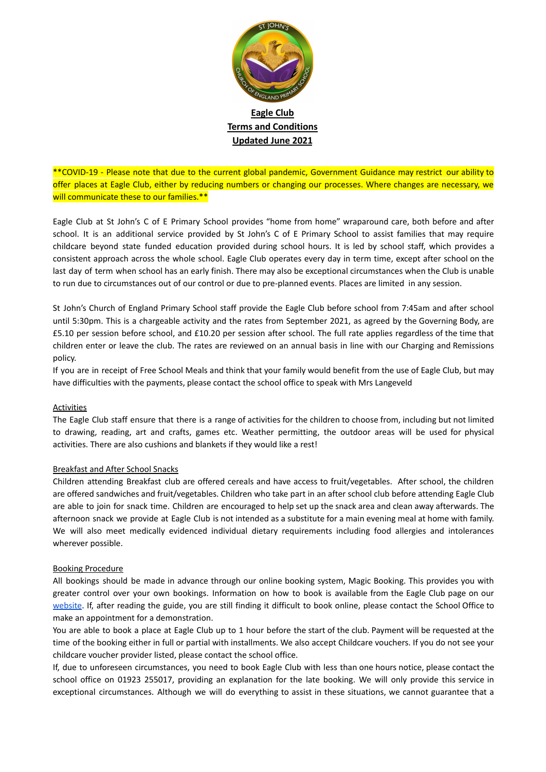# Eagle Club
## Terms and Conditions
## Updated June 2021

**COVID-19 - Please note that due to the current global pandemic, Government Guidance may restrict our ability to offer places at Eagle Club, either by reducing numbers or changing our processes. Where changes are necessary, we will communicate these to our families.**

Eagle Club at St John's C of E Primary School provides "home from home" wraparound care, both before and after school. It is an additional service provided by St John's C of E Primary School to assist families that may require childcare beyond state funded education provided during school hours. It is led by school staff, which provides a consistent approach across the whole school. Eagle Club operates every day in term time, except after school on the last day of term when school has an early finish. There may also be exceptional circumstances when the Club is unable to run due to circumstances out of our control or due to pre-planned events. Places are limited in any session.

St John's Church of England Primary School staff provide the Eagle Club before school from 7:45am and after school until 5:30pm. This is a chargeable activity and the rates from September 2021, as agreed by the Governing Body, are £5.10 per session before school, and £10.20 per session after school. The full rate applies regardless of the time that children enter or leave the club. The rates are reviewed on an annual basis in line with our Charging and Remissions policy.

If you are in receipt of Free School Meals and think that your family would benefit from the use of Eagle Club, but may have difficulties with the payments, please contact the school office to speak with Mrs Langeveld

### Activities

The Eagle Club staff ensure that there is a range of activities for the children to choose from, including but not limited to drawing, reading, art and crafts, games etc. Weather permitting, the outdoor areas will be used for physical activities. There are also cushions and blankets if they would like a rest!

### Breakfast and After School Snacks

Children attending Breakfast club are offered cereals and have access to fruit/vegetables. After school, the children are offered sandwiches and fruit/vegetables. Children who take part in an after school club before attending Eagle Club are able to join for snack time. Children are encouraged to help set up the snack area and clean away afterwards. The afternoon snack we provide at Eagle Club is not intended as a substitute for a main evening meal at home with family. We will also meet medically evidenced individual dietary requirements including food allergies and intolerances wherever possible.

### Booking Procedure

All bookings should be made in advance through our online booking system, Magic Booking. This provides you with greater control over your own bookings. Information on how to book is available from the Eagle Club page on our website. If, after reading the guide, you are still finding it difficult to book online, please contact the School Office to make an appointment for a demonstration.

You are able to book a place at Eagle Club up to 1 hour before the start of the club. Payment will be requested at the time of the booking either in full or partial with installments. We also accept Childcare vouchers. If you do not see your childcare voucher provider listed, please contact the school office.

If, due to unforeseen circumstances, you need to book Eagle Club with less than one hours notice, please contact the school office on 01923 255017, providing an explanation for the late booking. We will only provide this service in exceptional circumstances. Although we will do everything to assist in these situations, we cannot guarantee that a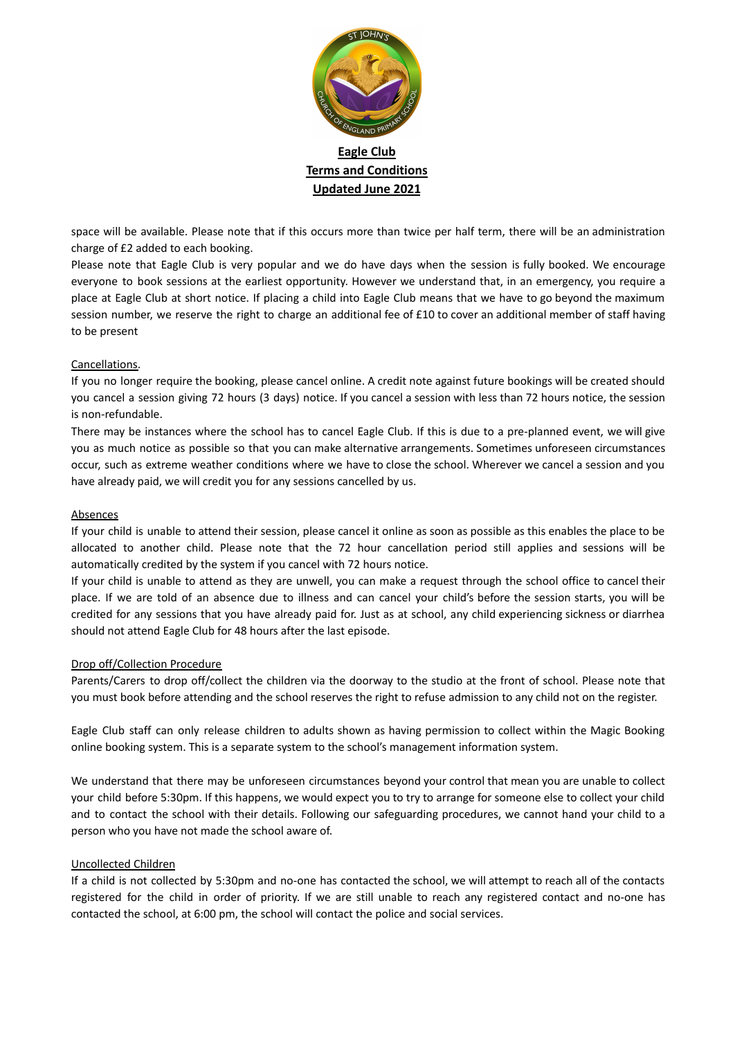**Eagle Club**
**Terms and Conditions**
**Updated June 2021**

space will be available. Please note that if this occurs more than twice per half term, there will be an administration charge of £2 added to each booking.

Please note that Eagle Club is very popular and we do have days when the session is fully booked. We encourage everyone to book sessions at the earliest opportunity. However we understand that, in an emergency, you require a place at Eagle Club at short notice. If placing a child into Eagle Club means that we have to go beyond the maximum session number, we reserve the right to charge an additional fee of £10 to cover an additional member of staff having to be present

## Cancellations.

If you no longer require the booking, please cancel online. A credit note against future bookings will be created should you cancel a session giving 72 hours (3 days) notice. If you cancel a session with less than 72 hours notice, the session is non-refundable.

There may be instances where the school has to cancel Eagle Club. If this is due to a pre-planned event, we will give you as much notice as possible so that you can make alternative arrangements. Sometimes unforeseen circumstances occur, such as extreme weather conditions where we have to close the school. Wherever we cancel a session and you have already paid, we will credit you for any sessions cancelled by us.

## Absences

If your child is unable to attend their session, please cancel it online as soon as possible as this enables the place to be allocated to another child. Please note that the 72 hour cancellation period still applies and sessions will be automatically credited by the system if you cancel with 72 hours notice.

If your child is unable to attend as they are unwell, you can make a request through the school office to cancel their place. If we are told of an absence due to illness and can cancel your child's before the session starts, you will be credited for any sessions that you have already paid for. Just as at school, any child experiencing sickness or diarrhea should not attend Eagle Club for 48 hours after the last episode.

## Drop off/Collection Procedure

Parents/Carers to drop off/collect the children via the doorway to the studio at the front of school. Please note that you must book before attending and the school reserves the right to refuse admission to any child not on the register.

Eagle Club staff can only release children to adults shown as having permission to collect within the Magic Booking online booking system. This is a separate system to the school's management information system.

We understand that there may be unforeseen circumstances beyond your control that mean you are unable to collect your child before 5:30pm. If this happens, we would expect you to try to arrange for someone else to collect your child and to contact the school with their details. Following our safeguarding procedures, we cannot hand your child to a person who you have not made the school aware of.

## Uncollected Children

If a child is not collected by 5:30pm and no-one has contacted the school, we will attempt to reach all of the contacts registered for the child in order of priority. If we are still unable to reach any registered contact and no-one has contacted the school, at 6:00 pm, the school will contact the police and social services.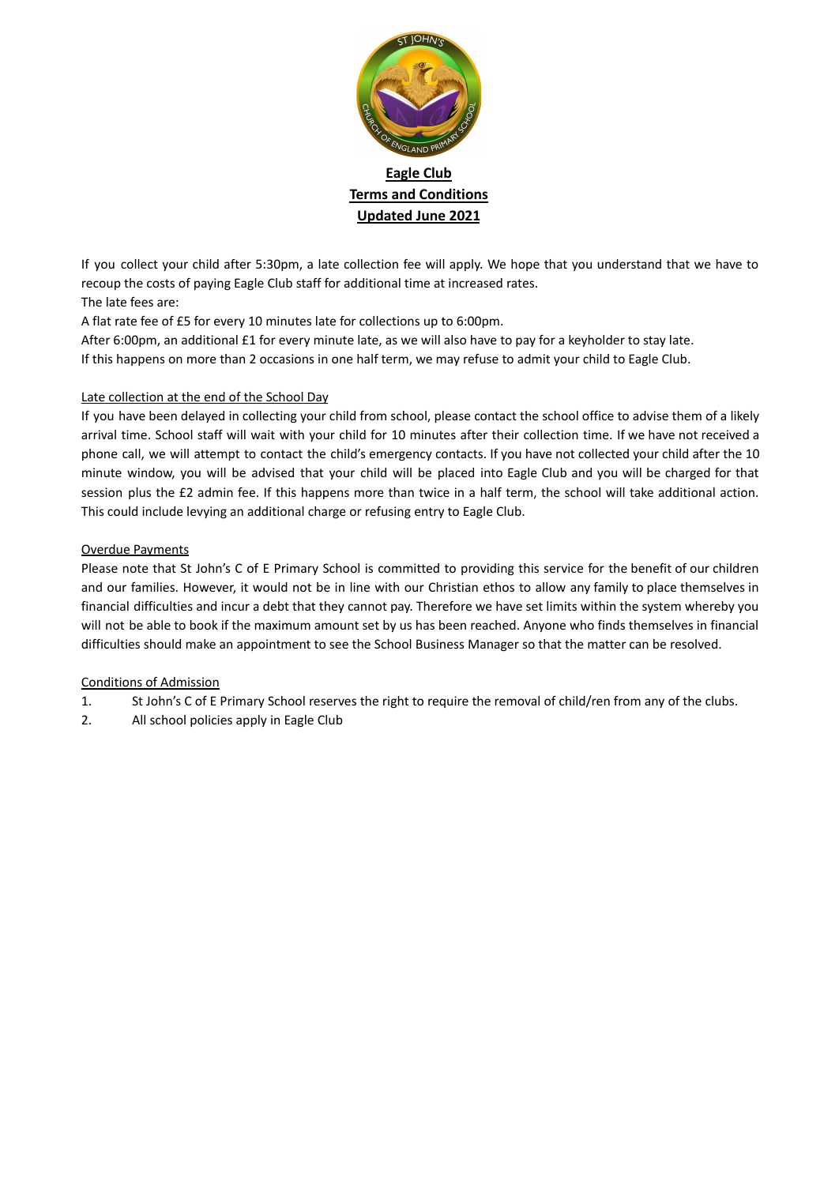**Eagle Club**
**Terms and Conditions**
**Updated June 2021**

If you collect your child after 5:30pm, a late collection fee will apply. We hope that you understand that we have to recoup the costs of paying Eagle Club staff for additional time at increased rates.

The late fees are:

A flat rate fee of £5 for every 10 minutes late for collections up to 6:00pm.

After 6:00pm, an additional £1 for every minute late, as we will also have to pay for a keyholder to stay late.

If this happens on more than 2 occasions in one half term, we may refuse to admit your child to Eagle Club.

## Late collection at the end of the School Day

If you have been delayed in collecting your child from school, please contact the school office to advise them of a likely arrival time. School staff will wait with your child for 10 minutes after their collection time. If we have not received a phone call, we will attempt to contact the child's emergency contacts. If you have not collected your child after the 10 minute window, you will be advised that your child will be placed into Eagle Club and you will be charged for that session plus the £2 admin fee. If this happens more than twice in a half term, the school will take additional action. This could include levying an additional charge or refusing entry to Eagle Club.

## Overdue Payments

Please note that St John's C of E Primary School is committed to providing this service for the benefit of our children and our families. However, it would not be in line with our Christian ethos to allow any family to place themselves in financial difficulties and incur a debt that they cannot pay. Therefore we have set limits within the system whereby you will not be able to book if the maximum amount set by us has been reached. Anyone who finds themselves in financial difficulties should make an appointment to see the School Business Manager so that the matter can be resolved.

## Conditions of Admission

1. St John's C of E Primary School reserves the right to require the removal of child/ren from any of the clubs.
2. All school policies apply in Eagle Club